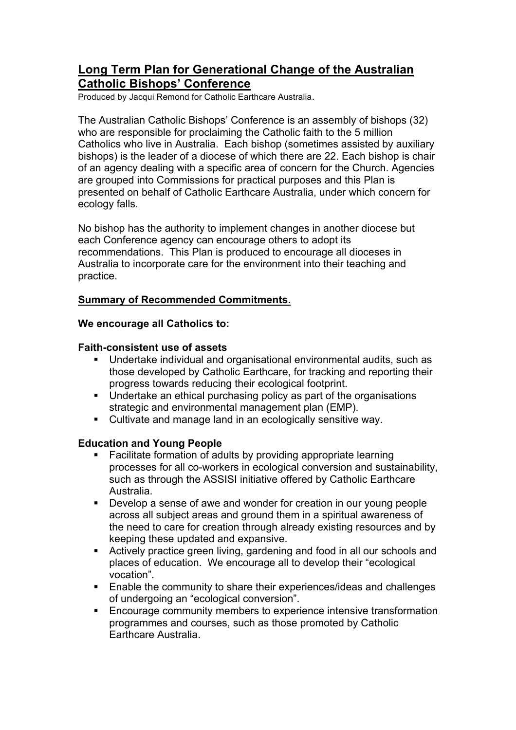# Long Term Plan for Generational Change of the Australian Catholic Bishops' Conference

Produced by Jacqui Remond for Catholic Earthcare Australia.

The Australian Catholic Bishops' Conference is an assembly of bishops (32) who are responsible for proclaiming the Catholic faith to the 5 million Catholics who live in Australia. Each bishop (sometimes assisted by auxiliary bishops) is the leader of a diocese of which there are 22. Each bishop is chair of an agency dealing with a specific area of concern for the Church. Agencies are grouped into Commissions for practical purposes and this Plan is presented on behalf of Catholic Earthcare Australia, under which concern for ecology falls.

No bishop has the authority to implement changes in another diocese but each Conference agency can encourage others to adopt its recommendations. This Plan is produced to encourage all dioceses in Australia to incorporate care for the environment into their teaching and practice.

## Summary of Recommended Commitments.

**We encourage all Catholics to:**

### Faith-consistent use of assets

- Undertake individual and organisational environmental audits, such as those developed by Catholic Earthcare, for tracking and reporting their progress towards reducing their ecological footprint.
- Undertake an ethical purchasing policy as part of the organisations strategic and environmental management plan (EMP).
- Cultivate and manage land in an ecologically sensitive way.

### Education and Young People

- Facilitate formation of adults by providing appropriate learning processes for all co-workers in ecological conversion and sustainability, such as through the ASSISI initiative offered by Catholic Earthcare Australia.
- Develop a sense of awe and wonder for creation in our young people across all subject areas and ground them in a spiritual awareness of the need to care for creation through already existing resources and by keeping these updated and expansive.
- Actively practice green living, gardening and food in all our schools and places of education. We encourage all to develop their "ecological vocation".
- Enable the community to share their experiences/ideas and challenges of undergoing an "ecological conversion".
- Encourage community members to experience intensive transformation programmes and courses, such as those promoted by Catholic Earthcare Australia.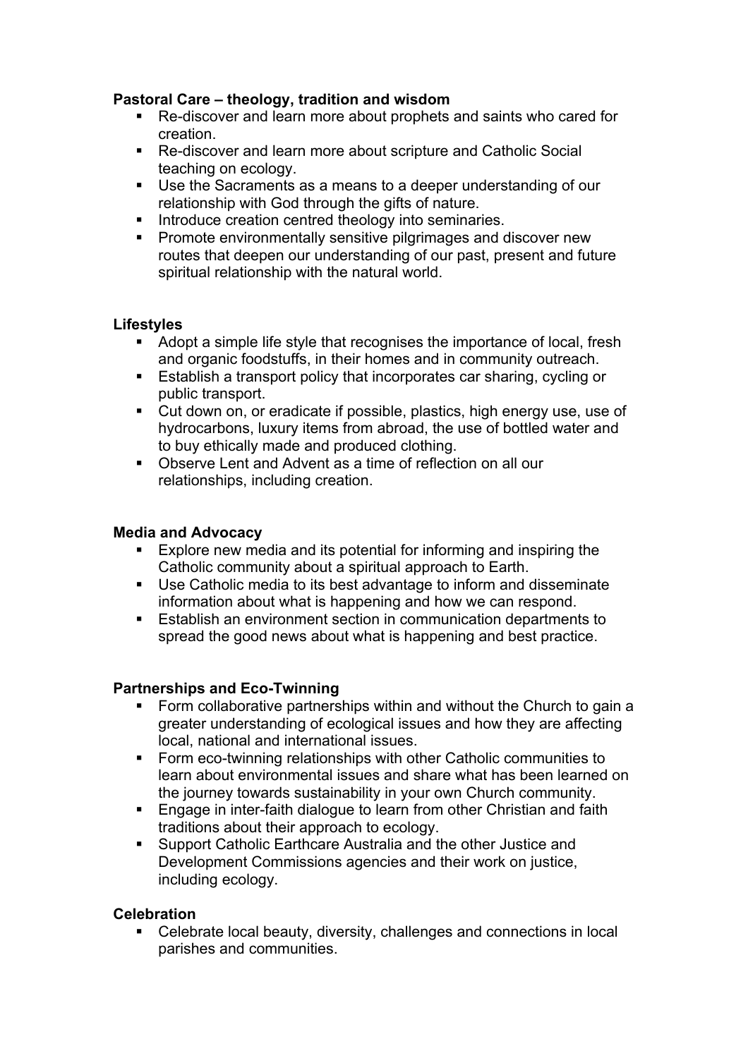**Pastoral Care – theology, tradition and wisdom**

- Re-discover and learn more about prophets and saints who cared for creation.
- Re-discover and learn more about scripture and Catholic Social teaching on ecology.
- Use the Sacraments as a means to a deeper understanding of our relationship with God through the gifts of nature.
- Introduce creation centred theology into seminaries.
- Promote environmentally sensitive pilgrimages and discover new routes that deepen our understanding of our past, present and future spiritual relationship with the natural world.

**Lifestyles**

- Adopt a simple life style that recognises the importance of local, fresh and organic foodstuffs, in their homes and in community outreach.
- Establish a transport policy that incorporates car sharing, cycling or public transport.
- Cut down on, or eradicate if possible, plastics, high energy use, use of hydrocarbons, luxury items from abroad, the use of bottled water and to buy ethically made and produced clothing.
- Observe Lent and Advent as a time of reflection on all our relationships, including creation.

**Media and Advocacy**

- Explore new media and its potential for informing and inspiring the Catholic community about a spiritual approach to Earth.
- Use Catholic media to its best advantage to inform and disseminate information about what is happening and how we can respond.
- Establish an environment section in communication departments to spread the good news about what is happening and best practice.

**Partnerships and Eco-Twinning**

- Form collaborative partnerships within and without the Church to gain a greater understanding of ecological issues and how they are affecting local, national and international issues.
- Form eco-twinning relationships with other Catholic communities to learn about environmental issues and share what has been learned on the journey towards sustainability in your own Church community.
- Engage in inter-faith dialogue to learn from other Christian and faith traditions about their approach to ecology.
- Support Catholic Earthcare Australia and the other Justice and Development Commissions agencies and their work on justice, including ecology.

**Celebration**

- Celebrate local beauty, diversity, challenges and connections in local parishes and communities.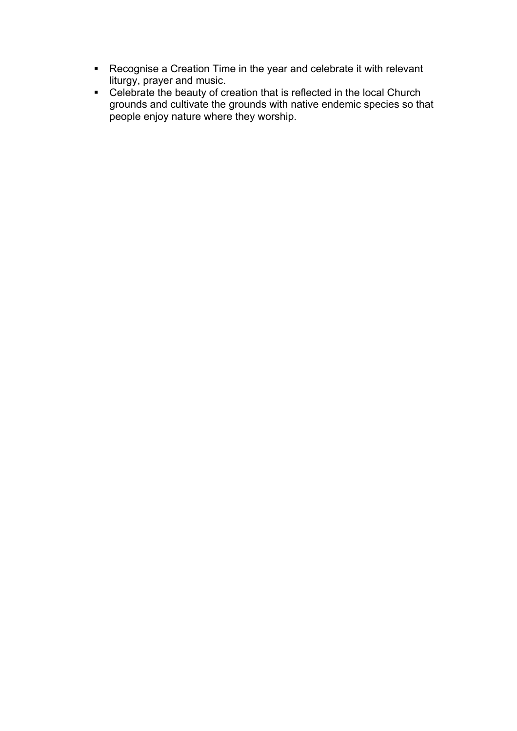- Recognise a Creation Time in the year and celebrate it with relevant liturgy, prayer and music.
- Celebrate the beauty of creation that is reflected in the local Church grounds and cultivate the grounds with native endemic species so that people enjoy nature where they worship.